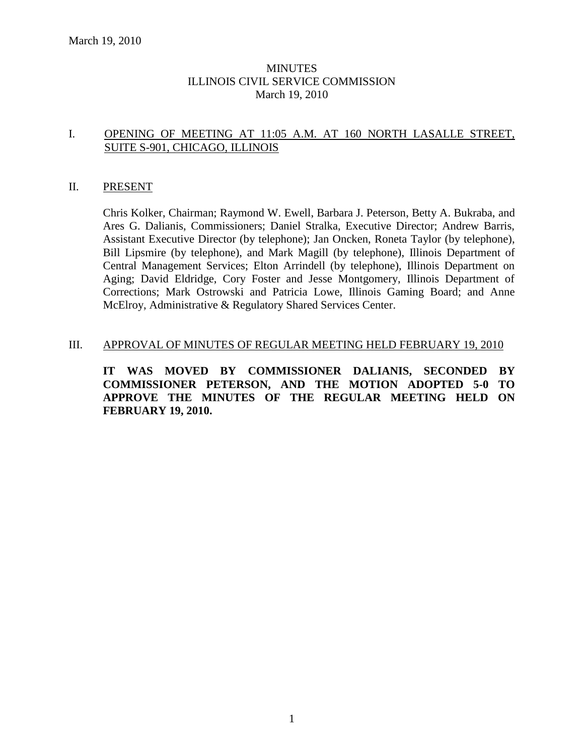# MINUTES
## ILLINOIS CIVIL SERVICE COMMISSION
### March 19, 2010

I. OPENING OF MEETING AT 11:05 A.M. AT 160 NORTH LASALLE STREET, SUITE S-901, CHICAGO, ILLINOIS

II. PRESENT

Chris Kolker, Chairman; Raymond W. Ewell, Barbara J. Peterson, Betty A. Bukraba, and Ares G. Dalianis, Commissioners; Daniel Stralka, Executive Director; Andrew Barris, Assistant Executive Director (by telephone); Jan Oncken, Roneta Taylor (by telephone), Bill Lipsmire (by telephone), and Mark Magill (by telephone), Illinois Department of Central Management Services; Elton Arrindell (by telephone), Illinois Department on Aging; David Eldridge, Cory Foster and Jesse Montgomery, Illinois Department of Corrections; Mark Ostrowski and Patricia Lowe, Illinois Gaming Board; and Anne McElroy, Administrative & Regulatory Shared Services Center.

III. APPROVAL OF MINUTES OF REGULAR MEETING HELD FEBRUARY 19, 2010

**IT WAS MOVED BY COMMISSIONER DALIANIS, SECONDED BY COMMISSIONER PETERSON, AND THE MOTION ADOPTED 5-0 TO APPROVE THE MINUTES OF THE REGULAR MEETING HELD ON FEBRUARY 19, 2010.**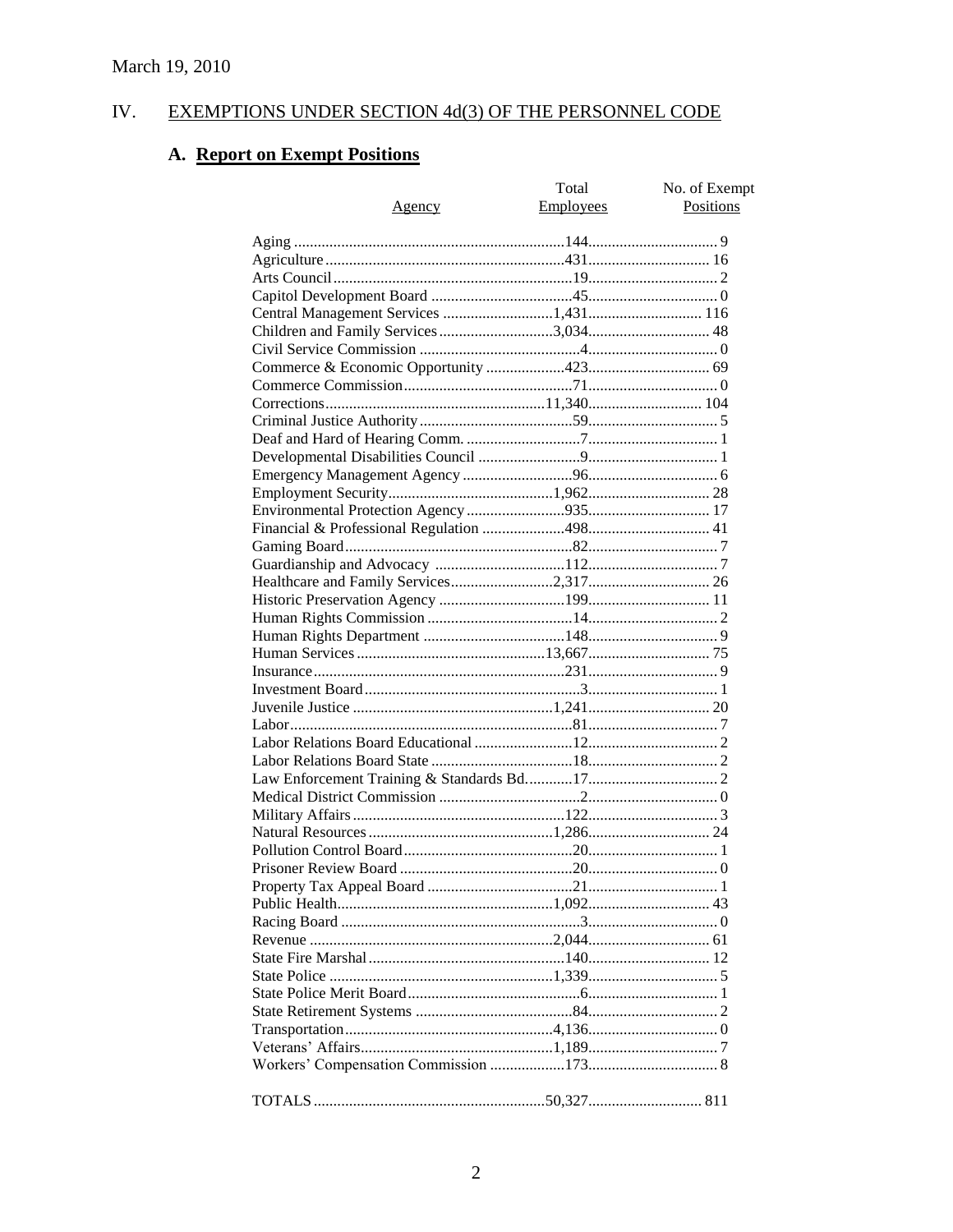March 19, 2010

## IV. EXEMPTIONS UNDER SECTION 4d(3) OF THE PERSONNEL CODE

### A. Report on Exempt Positions

| Agency | Total Employees | No. of Exempt Positions |
|---|---|---|
| Aging | 144 | 9 |
| Agriculture | 431 | 16 |
| Arts Council | 19 | 2 |
| Capitol Development Board | 45 | 0 |
| Central Management Services | 1,431 | 116 |
| Children and Family Services | 3,034 | 48 |
| Civil Service Commission | 4 | 0 |
| Commerce & Economic Opportunity | 423 | 69 |
| Commerce Commission | 71 | 0 |
| Corrections | 11,340 | 104 |
| Criminal Justice Authority | 59 | 5 |
| Deaf and Hard of Hearing Comm. | 7 | 1 |
| Developmental Disabilities Council | 9 | 1 |
| Emergency Management Agency | 96 | 6 |
| Employment Security | 1,962 | 28 |
| Environmental Protection Agency | 935 | 17 |
| Financial & Professional Regulation | 498 | 41 |
| Gaming Board | 82 | 7 |
| Guardianship and Advocacy | 112 | 7 |
| Healthcare and Family Services | 2,317 | 26 |
| Historic Preservation Agency | 199 | 11 |
| Human Rights Commission | 14 | 2 |
| Human Rights Department | 148 | 9 |
| Human Services | 13,667 | 75 |
| Insurance | 231 | 9 |
| Investment Board | 3 | 1 |
| Juvenile Justice | 1,241 | 20 |
| Labor | 81 | 7 |
| Labor Relations Board Educational | 12 | 2 |
| Labor Relations Board State | 18 | 2 |
| Law Enforcement Training & Standards Bd. | 17 | 2 |
| Medical District Commission | 2 | 0 |
| Military Affairs | 122 | 3 |
| Natural Resources | 1,286 | 24 |
| Pollution Control Board | 20 | 1 |
| Prisoner Review Board | 20 | 0 |
| Property Tax Appeal Board | 21 | 1 |
| Public Health | 1,092 | 43 |
| Racing Board | 3 | 0 |
| Revenue | 2,044 | 61 |
| State Fire Marshal | 140 | 12 |
| State Police | 1,339 | 5 |
| State Police Merit Board | 6 | 1 |
| State Retirement Systems | 84 | 2 |
| Transportation | 4,136 | 0 |
| Veterans' Affairs | 1,189 | 7 |
| Workers' Compensation Commission | 173 | 8 |
| TOTALS | 50,327 | 811 |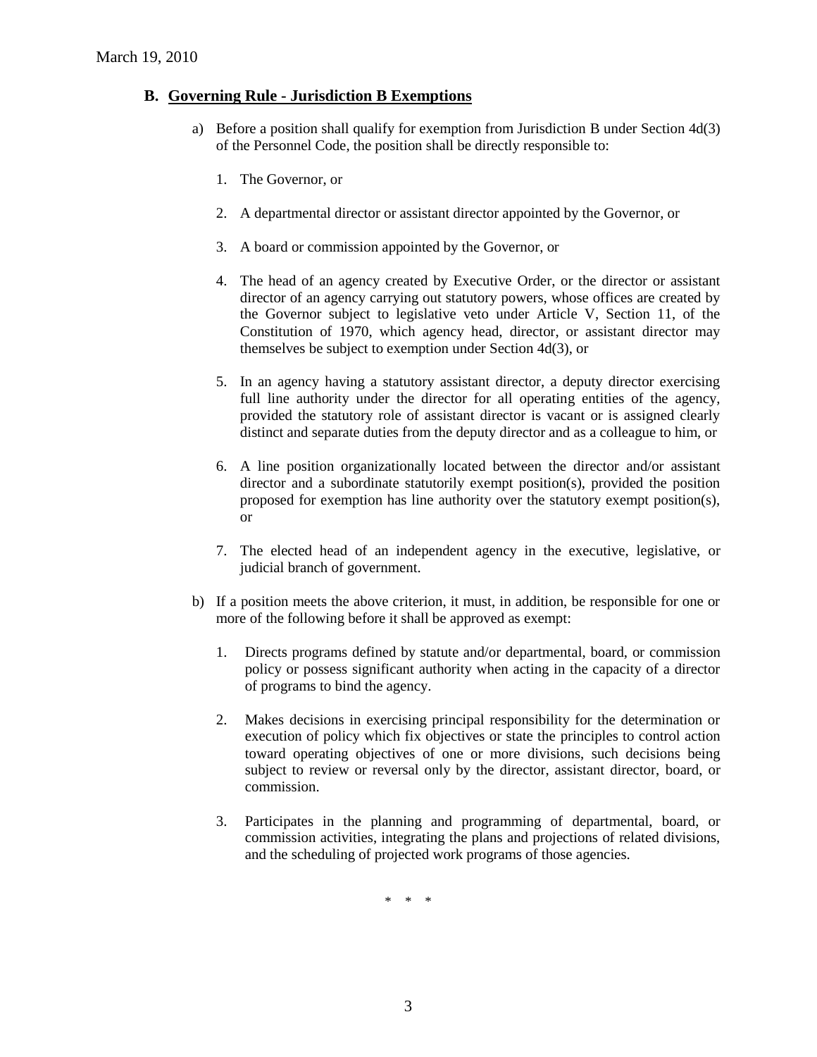### B. Governing Rule - Jurisdiction B Exemptions

a) Before a position shall qualify for exemption from Jurisdiction B under Section 4d(3) of the Personnel Code, the position shall be directly responsible to:

1. The Governor, or

2. A departmental director or assistant director appointed by the Governor, or

3. A board or commission appointed by the Governor, or

4. The head of an agency created by Executive Order, or the director or assistant director of an agency carrying out statutory powers, whose offices are created by the Governor subject to legislative veto under Article V, Section 11, of the Constitution of 1970, which agency head, director, or assistant director may themselves be subject to exemption under Section 4d(3), or

5. In an agency having a statutory assistant director, a deputy director exercising full line authority under the director for all operating entities of the agency, provided the statutory role of assistant director is vacant or is assigned clearly distinct and separate duties from the deputy director and as a colleague to him, or

6. A line position organizationally located between the director and/or assistant director and a subordinate statutorily exempt position(s), provided the position proposed for exemption has line authority over the statutory exempt position(s), or

7. The elected head of an independent agency in the executive, legislative, or judicial branch of government.

b) If a position meets the above criterion, it must, in addition, be responsible for one or more of the following before it shall be approved as exempt:

1. Directs programs defined by statute and/or departmental, board, or commission policy or possess significant authority when acting in the capacity of a director of programs to bind the agency.

2. Makes decisions in exercising principal responsibility for the determination or execution of policy which fix objectives or state the principles to control action toward operating objectives of one or more divisions, such decisions being subject to review or reversal only by the director, assistant director, board, or commission.

3. Participates in the planning and programming of departmental, board, or commission activities, integrating the plans and projections of related divisions, and the scheduling of projected work programs of those agencies.

\* \* \*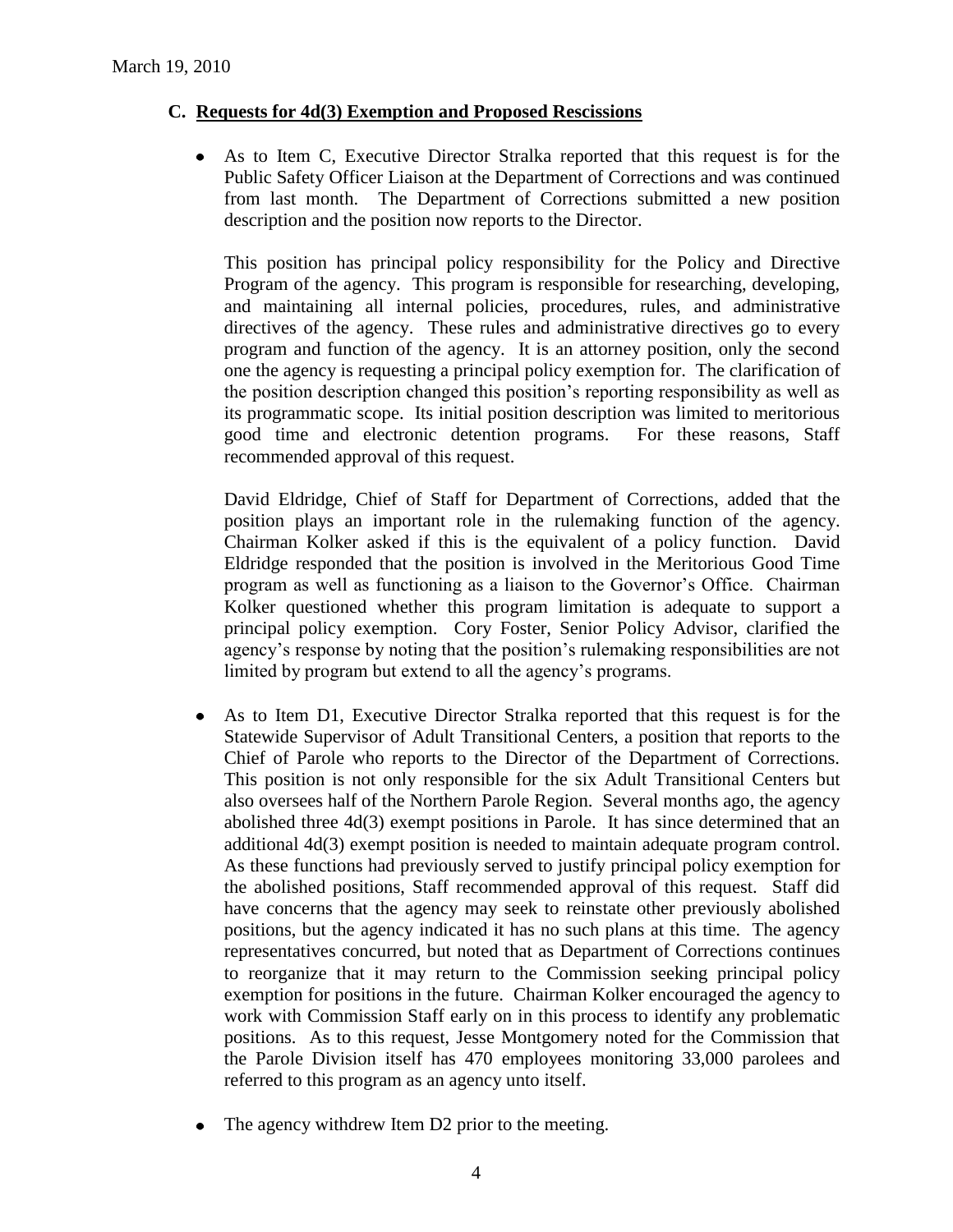### C. Requests for 4d(3) Exemption and Proposed Rescissions

- As to Item C, Executive Director Stralka reported that this request is for the Public Safety Officer Liaison at the Department of Corrections and was continued from last month. The Department of Corrections submitted a new position description and the position now reports to the Director.

  This position has principal policy responsibility for the Policy and Directive Program of the agency. This program is responsible for researching, developing, and maintaining all internal policies, procedures, rules, and administrative directives of the agency. These rules and administrative directives go to every program and function of the agency. It is an attorney position, only the second one the agency is requesting a principal policy exemption for. The clarification of the position description changed this position's reporting responsibility as well as its programmatic scope. Its initial position description was limited to meritorious good time and electronic detention programs. For these reasons, Staff recommended approval of this request.

  David Eldridge, Chief of Staff for Department of Corrections, added that the position plays an important role in the rulemaking function of the agency. Chairman Kolker asked if this is the equivalent of a policy function. David Eldridge responded that the position is involved in the Meritorious Good Time program as well as functioning as a liaison to the Governor's Office. Chairman Kolker questioned whether this program limitation is adequate to support a principal policy exemption. Cory Foster, Senior Policy Advisor, clarified the agency's response by noting that the position's rulemaking responsibilities are not limited by program but extend to all the agency's programs.

- As to Item D1, Executive Director Stralka reported that this request is for the Statewide Supervisor of Adult Transitional Centers, a position that reports to the Chief of Parole who reports to the Director of the Department of Corrections. This position is not only responsible for the six Adult Transitional Centers but also oversees half of the Northern Parole Region. Several months ago, the agency abolished three 4d(3) exempt positions in Parole. It has since determined that an additional 4d(3) exempt position is needed to maintain adequate program control. As these functions had previously served to justify principal policy exemption for the abolished positions, Staff recommended approval of this request. Staff did have concerns that the agency may seek to reinstate other previously abolished positions, but the agency indicated it has no such plans at this time. The agency representatives concurred, but noted that as Department of Corrections continues to reorganize that it may return to the Commission seeking principal policy exemption for positions in the future. Chairman Kolker encouraged the agency to work with Commission Staff early on in this process to identify any problematic positions. As to this request, Jesse Montgomery noted for the Commission that the Parole Division itself has 470 employees monitoring 33,000 parolees and referred to this program as an agency unto itself.

- The agency withdrew Item D2 prior to the meeting.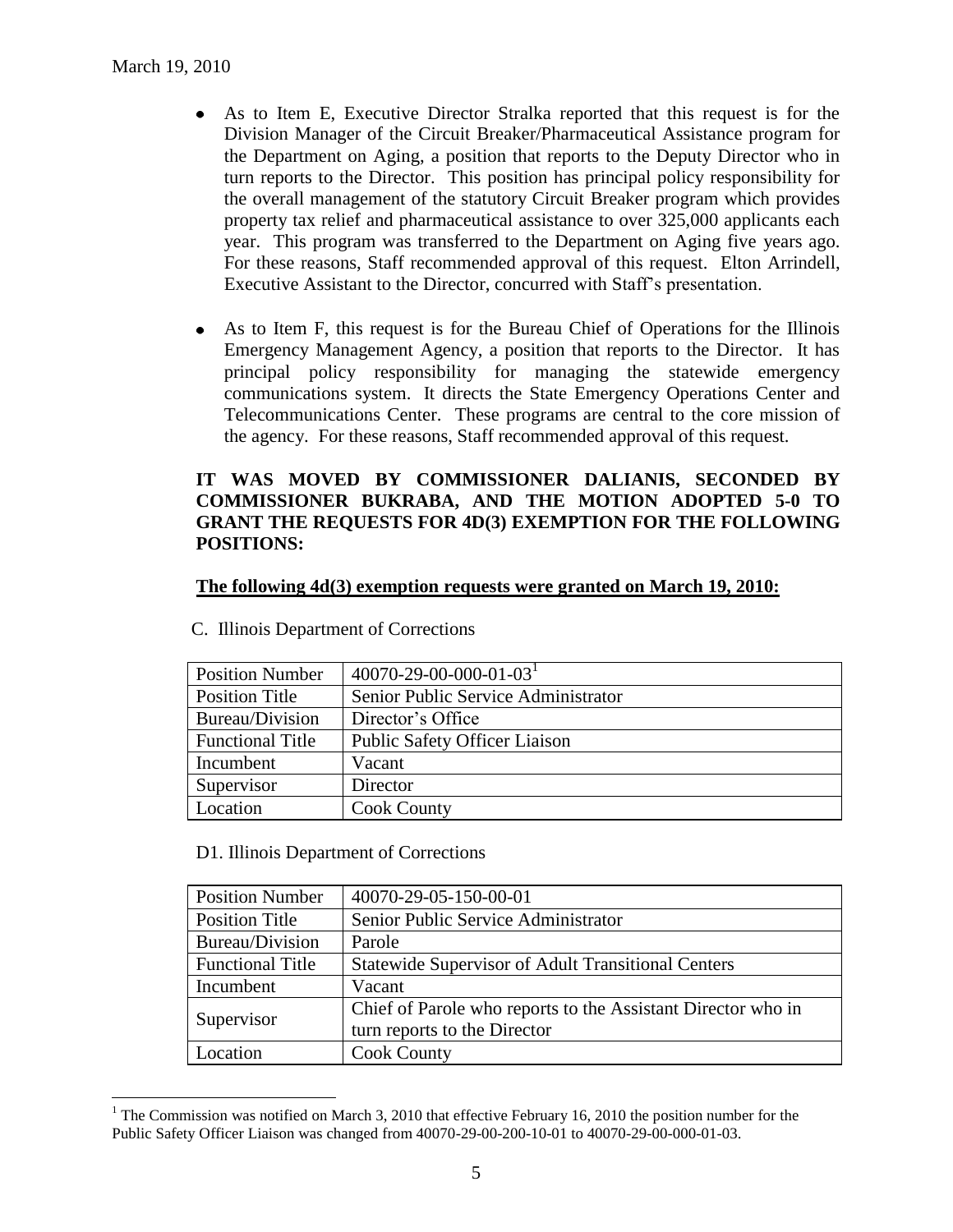- As to Item E, Executive Director Stralka reported that this request is for the Division Manager of the Circuit Breaker/Pharmaceutical Assistance program for the Department on Aging, a position that reports to the Deputy Director who in turn reports to the Director. This position has principal policy responsibility for the overall management of the statutory Circuit Breaker program which provides property tax relief and pharmaceutical assistance to over 325,000 applicants each year. This program was transferred to the Department on Aging five years ago. For these reasons, Staff recommended approval of this request. Elton Arrindell, Executive Assistant to the Director, concurred with Staff's presentation.

- As to Item F, this request is for the Bureau Chief of Operations for the Illinois Emergency Management Agency, a position that reports to the Director. It has principal policy responsibility for managing the statewide emergency communications system. It directs the State Emergency Operations Center and Telecommunications Center. These programs are central to the core mission of the agency. For these reasons, Staff recommended approval of this request.

**IT WAS MOVED BY COMMISSIONER DALIANIS, SECONDED BY COMMISSIONER BUKRABA, AND THE MOTION ADOPTED 5-0 TO GRANT THE REQUESTS FOR 4D(3) EXEMPTION FOR THE FOLLOWING POSITIONS:**

**<u>The following 4d(3) exemption requests were granted on March 19, 2010:</u>**

C. Illinois Department of Corrections

| Position Number | 40070-29-00-000-01-03[1] |
|---|---|
| Position Title | Senior Public Service Administrator |
| Bureau/Division | Director's Office |
| Functional Title | Public Safety Officer Liaison |
| Incumbent | Vacant |
| Supervisor | Director |
| Location | Cook County |

D1. Illinois Department of Corrections

| Position Number | 40070-29-05-150-00-01 |
|---|---|
| Position Title | Senior Public Service Administrator |
| Bureau/Division | Parole |
| Functional Title | Statewide Supervisor of Adult Transitional Centers |
| Incumbent | Vacant |
| Supervisor | Chief of Parole who reports to the Assistant Director who in turn reports to the Director |
| Location | Cook County |

[1] The Commission was notified on March 3, 2010 that effective February 16, 2010 the position number for the Public Safety Officer Liaison was changed from 40070-29-00-200-10-01 to 40070-29-00-000-01-03.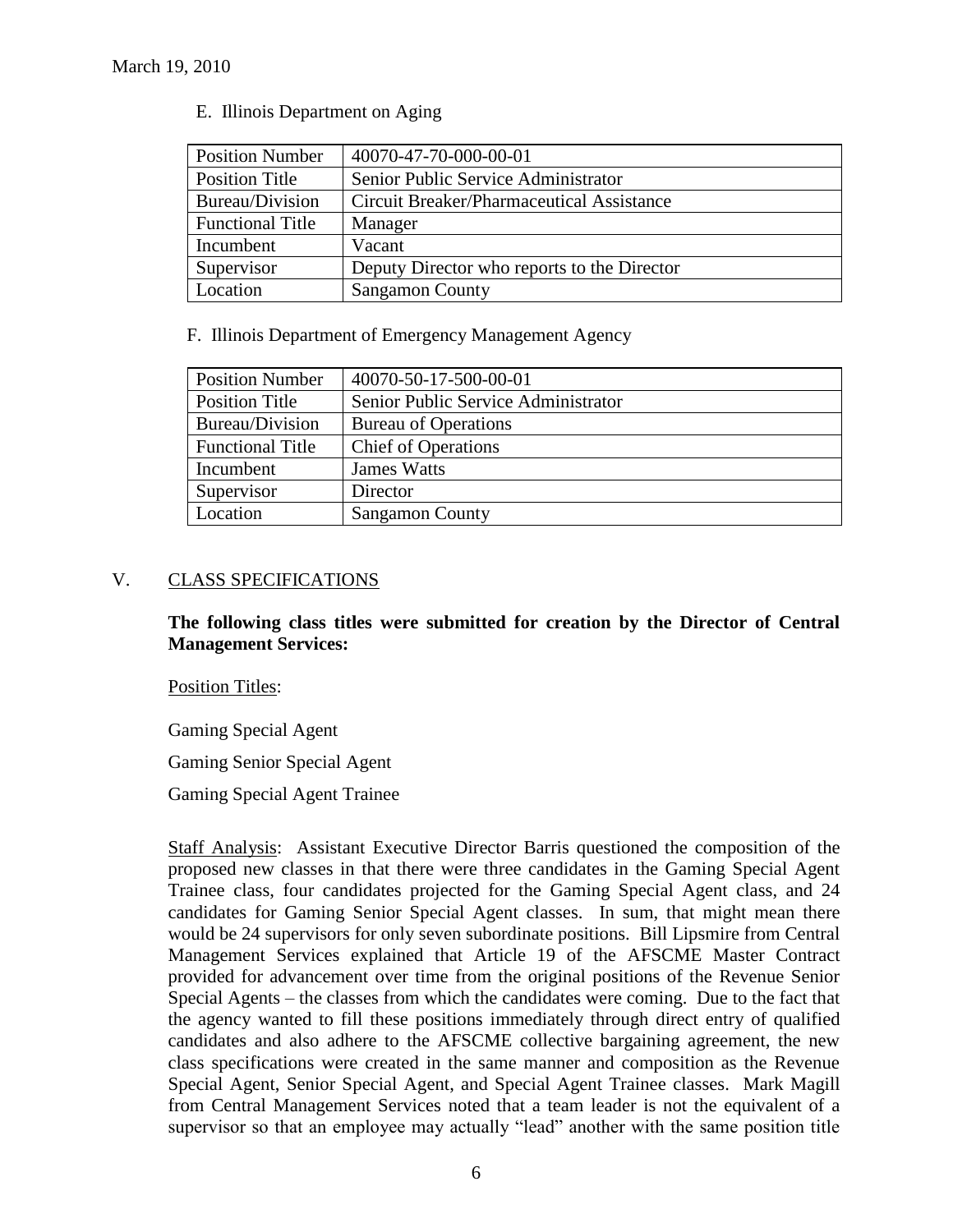March 19, 2010

E. Illinois Department on Aging

| Position Number | 40070-47-70-000-00-01 |
|---|---|
| Position Title | Senior Public Service Administrator |
| Bureau/Division | Circuit Breaker/Pharmaceutical Assistance |
| Functional Title | Manager |
| Incumbent | Vacant |
| Supervisor | Deputy Director who reports to the Director |
| Location | Sangamon County |

F. Illinois Department of Emergency Management Agency

| Position Number | 40070-50-17-500-00-01 |
|---|---|
| Position Title | Senior Public Service Administrator |
| Bureau/Division | Bureau of Operations |
| Functional Title | Chief of Operations |
| Incumbent | James Watts |
| Supervisor | Director |
| Location | Sangamon County |

## V. CLASS SPECIFICATIONS

**The following class titles were submitted for creation by the Director of Central Management Services:**

Position Titles:

Gaming Special Agent

Gaming Senior Special Agent

Gaming Special Agent Trainee

Staff Analysis: Assistant Executive Director Barris questioned the composition of the proposed new classes in that there were three candidates in the Gaming Special Agent Trainee class, four candidates projected for the Gaming Special Agent class, and 24 candidates for Gaming Senior Special Agent classes. In sum, that might mean there would be 24 supervisors for only seven subordinate positions. Bill Lipsmire from Central Management Services explained that Article 19 of the AFSCME Master Contract provided for advancement over time from the original positions of the Revenue Senior Special Agents – the classes from which the candidates were coming. Due to the fact that the agency wanted to fill these positions immediately through direct entry of qualified candidates and also adhere to the AFSCME collective bargaining agreement, the new class specifications were created in the same manner and composition as the Revenue Special Agent, Senior Special Agent, and Special Agent Trainee classes. Mark Magill from Central Management Services noted that a team leader is not the equivalent of a supervisor so that an employee may actually "lead" another with the same position title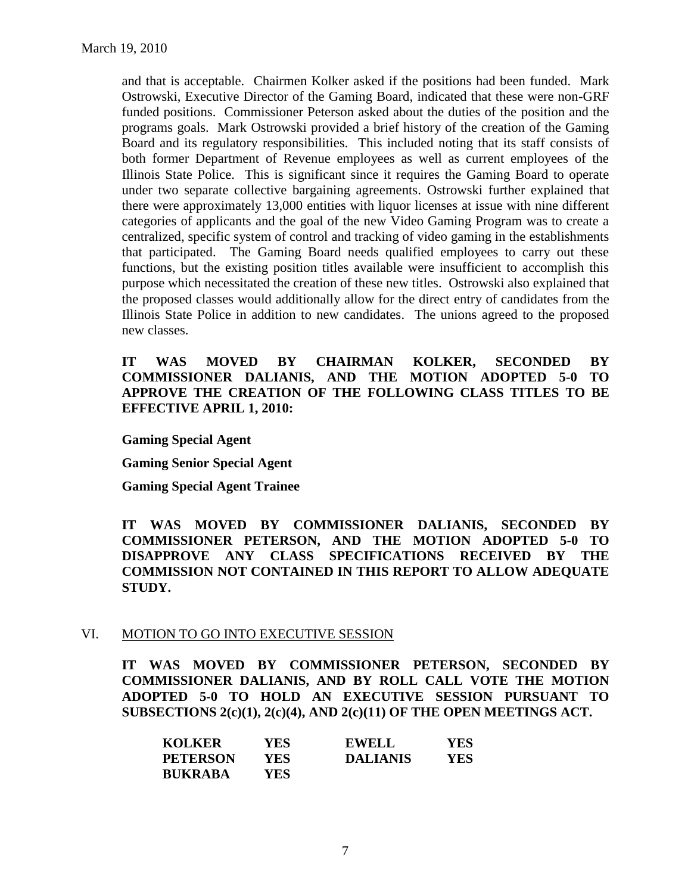and that is acceptable. Chairmen Kolker asked if the positions had been funded. Mark Ostrowski, Executive Director of the Gaming Board, indicated that these were non-GRF funded positions. Commissioner Peterson asked about the duties of the position and the programs goals. Mark Ostrowski provided a brief history of the creation of the Gaming Board and its regulatory responsibilities. This included noting that its staff consists of both former Department of Revenue employees as well as current employees of the Illinois State Police. This is significant since it requires the Gaming Board to operate under two separate collective bargaining agreements. Ostrowski further explained that there were approximately 13,000 entities with liquor licenses at issue with nine different categories of applicants and the goal of the new Video Gaming Program was to create a centralized, specific system of control and tracking of video gaming in the establishments that participated. The Gaming Board needs qualified employees to carry out these functions, but the existing position titles available were insufficient to accomplish this purpose which necessitated the creation of these new titles. Ostrowski also explained that the proposed classes would additionally allow for the direct entry of candidates from the Illinois State Police in addition to new candidates. The unions agreed to the proposed new classes.

**IT WAS MOVED BY CHAIRMAN KOLKER, SECONDED BY COMMISSIONER DALIANIS, AND THE MOTION ADOPTED 5-0 TO APPROVE THE CREATION OF THE FOLLOWING CLASS TITLES TO BE EFFECTIVE APRIL 1, 2010:**

**Gaming Special Agent**

**Gaming Senior Special Agent**

**Gaming Special Agent Trainee**

**IT WAS MOVED BY COMMISSIONER DALIANIS, SECONDED BY COMMISSIONER PETERSON, AND THE MOTION ADOPTED 5-0 TO DISAPPROVE ANY CLASS SPECIFICATIONS RECEIVED BY THE COMMISSION NOT CONTAINED IN THIS REPORT TO ALLOW ADEQUATE STUDY.**

## VI. MOTION TO GO INTO EXECUTIVE SESSION

**IT WAS MOVED BY COMMISSIONER PETERSON, SECONDED BY COMMISSIONER DALIANIS, AND BY ROLL CALL VOTE THE MOTION ADOPTED 5-0 TO HOLD AN EXECUTIVE SESSION PURSUANT TO SUBSECTIONS 2(c)(1), 2(c)(4), AND 2(c)(11) OF THE OPEN MEETINGS ACT.**

| | | | |
|---|---|---|---|
| **KOLKER** | **YES** | **EWELL** | **YES** |
| **PETERSON** | **YES** | **DALIANIS** | **YES** |
| **BUKRABA** | **YES** | | |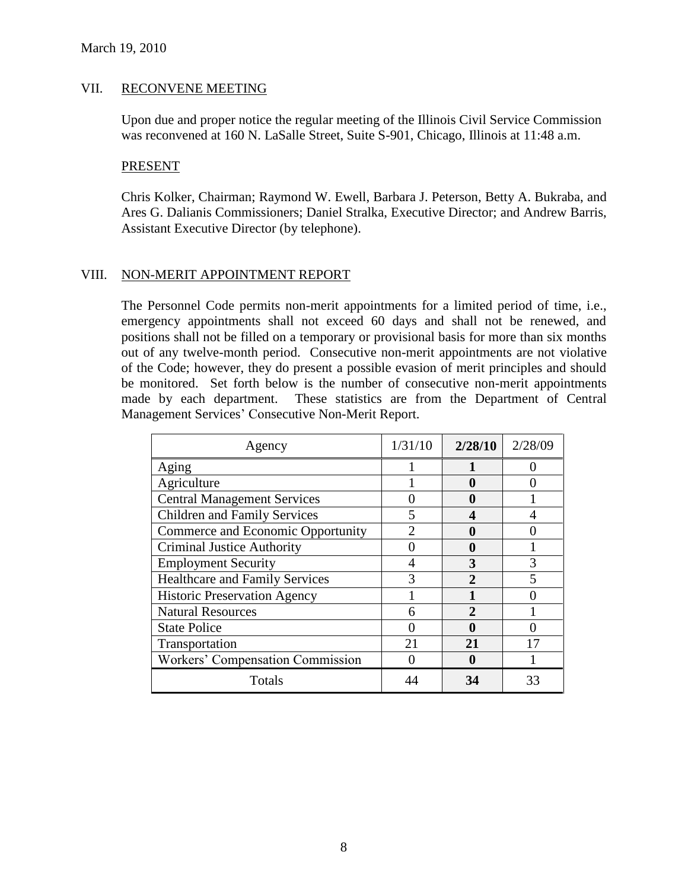March 19, 2010

## VII. RECONVENE MEETING

Upon due and proper notice the regular meeting of the Illinois Civil Service Commission was reconvened at 160 N. LaSalle Street, Suite S-901, Chicago, Illinois at 11:48 a.m.

### PRESENT

Chris Kolker, Chairman; Raymond W. Ewell, Barbara J. Peterson, Betty A. Bukraba, and Ares G. Dalianis Commissioners; Daniel Stralka, Executive Director; and Andrew Barris, Assistant Executive Director (by telephone).

## VIII. NON-MERIT APPOINTMENT REPORT

The Personnel Code permits non-merit appointments for a limited period of time, i.e., emergency appointments shall not exceed 60 days and shall not be renewed, and positions shall not be filled on a temporary or provisional basis for more than six months out of any twelve-month period. Consecutive non-merit appointments are not violative of the Code; however, they do present a possible evasion of merit principles and should be monitored. Set forth below is the number of consecutive non-merit appointments made by each department. These statistics are from the Department of Central Management Services' Consecutive Non-Merit Report.

| Agency | 1/31/10 | **2/28/10** | 2/28/09 |
|---|---|---|---|
| Aging | 1 | **1** | 0 |
| Agriculture | 1 | **0** | 0 |
| Central Management Services | 0 | **0** | 1 |
| Children and Family Services | 5 | **4** | 4 |
| Commerce and Economic Opportunity | 2 | **0** | 0 |
| Criminal Justice Authority | 0 | **0** | 1 |
| Employment Security | 4 | **3** | 3 |
| Healthcare and Family Services | 3 | **2** | 5 |
| Historic Preservation Agency | 1 | **1** | 0 |
| Natural Resources | 6 | **2** | 1 |
| State Police | 0 | **0** | 0 |
| Transportation | 21 | **21** | 17 |
| Workers' Compensation Commission | 0 | **0** | 1 |
| Totals | 44 | **34** | 33 |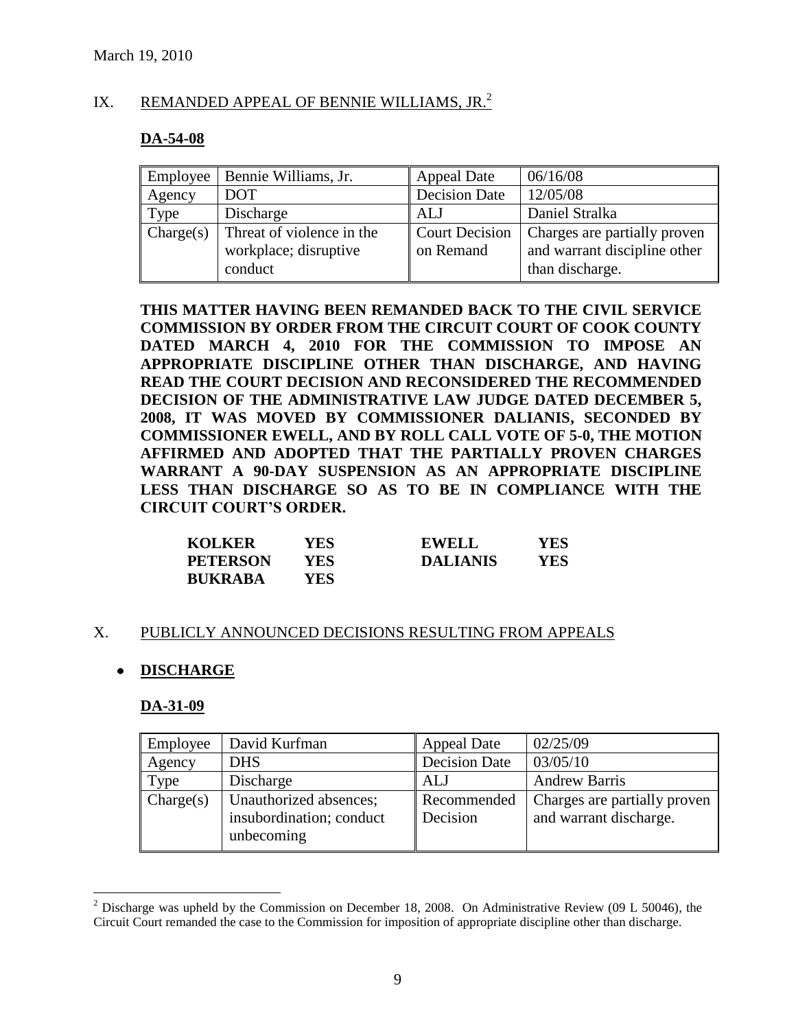March 19, 2010

## IX. REMANDED APPEAL OF BENNIE WILLIAMS, JR.[2]

**DA-54-08**

| Employee | Bennie Williams, Jr. | Appeal Date | 06/16/08 |
|---|---|---|---|
| Agency | DOT | Decision Date | 12/05/08 |
| Type | Discharge | ALJ | Daniel Stralka |
| Charge(s) | Threat of violence in the workplace; disruptive conduct | Court Decision on Remand | Charges are partially proven and warrant discipline other than discharge. |

**THIS MATTER HAVING BEEN REMANDED BACK TO THE CIVIL SERVICE COMMISSION BY ORDER FROM THE CIRCUIT COURT OF COOK COUNTY DATED MARCH 4, 2010 FOR THE COMMISSION TO IMPOSE AN APPROPRIATE DISCIPLINE OTHER THAN DISCHARGE, AND HAVING READ THE COURT DECISION AND RECONSIDERED THE RECOMMENDED DECISION OF THE ADMINISTRATIVE LAW JUDGE DATED DECEMBER 5, 2008, IT WAS MOVED BY COMMISSIONER DALIANIS, SECONDED BY COMMISSIONER EWELL, AND BY ROLL CALL VOTE OF 5-0, THE MOTION AFFIRMED AND ADOPTED THAT THE PARTIALLY PROVEN CHARGES WARRANT A 90-DAY SUSPENSION AS AN APPROPRIATE DISCIPLINE LESS THAN DISCHARGE SO AS TO BE IN COMPLIANCE WITH THE CIRCUIT COURT'S ORDER.**

| | | | |
|---|---|---|---|
| **KOLKER** | **YES** | **EWELL** | **YES** |
| **PETERSON** | **YES** | **DALIANIS** | **YES** |
| **BUKRABA** | **YES** | | |

## X. PUBLICLY ANNOUNCED DECISIONS RESULTING FROM APPEALS

- **DISCHARGE**

**DA-31-09**

| Employee | David Kurfman | Appeal Date | 02/25/09 |
|---|---|---|---|
| Agency | DHS | Decision Date | 03/05/10 |
| Type | Discharge | ALJ | Andrew Barris |
| Charge(s) | Unauthorized absences; insubordination; conduct unbecoming | Recommended Decision | Charges are partially proven and warrant discharge. |

[2] Discharge was upheld by the Commission on December 18, 2008. On Administrative Review (09 L 50046), the Circuit Court remanded the case to the Commission for imposition of appropriate discipline other than discharge.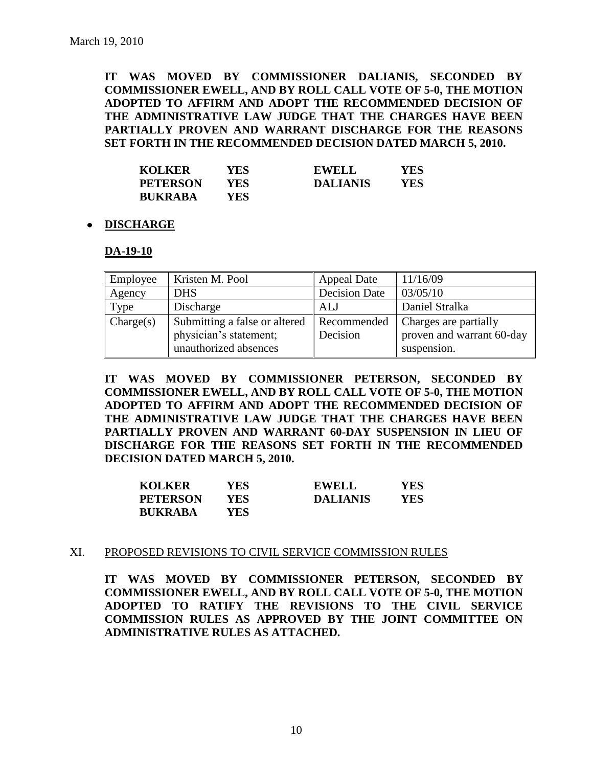March 19, 2010

**IT WAS MOVED BY COMMISSIONER DALIANIS, SECONDED BY COMMISSIONER EWELL, AND BY ROLL CALL VOTE OF 5-0, THE MOTION ADOPTED TO AFFIRM AND ADOPT THE RECOMMENDED DECISION OF THE ADMINISTRATIVE LAW JUDGE THAT THE CHARGES HAVE BEEN PARTIALLY PROVEN AND WARRANT DISCHARGE FOR THE REASONS SET FORTH IN THE RECOMMENDED DECISION DATED MARCH 5, 2010.**

| | | | |
|---|---|---|---|
| **KOLKER** | **YES** | **EWELL** | **YES** |
| **PETERSON** | **YES** | **DALIANIS** | **YES** |
| **BUKRABA** | **YES** | | |

- **DISCHARGE**

**DA-19-10**

| Employee | Kristen M. Pool | Appeal Date | 11/16/09 |
|---|---|---|---|
| Agency | DHS | Decision Date | 03/05/10 |
| Type | Discharge | ALJ | Daniel Stralka |
| Charge(s) | Submitting a false or altered physician's statement; unauthorized absences | Recommended Decision | Charges are partially proven and warrant 60-day suspension. |

**IT WAS MOVED BY COMMISSIONER PETERSON, SECONDED BY COMMISSIONER EWELL, AND BY ROLL CALL VOTE OF 5-0, THE MOTION ADOPTED TO AFFIRM AND ADOPT THE RECOMMENDED DECISION OF THE ADMINISTRATIVE LAW JUDGE THAT THE CHARGES HAVE BEEN PARTIALLY PROVEN AND WARRANT 60-DAY SUSPENSION IN LIEU OF DISCHARGE FOR THE REASONS SET FORTH IN THE RECOMMENDED DECISION DATED MARCH 5, 2010.**

| | | | |
|---|---|---|---|
| **KOLKER** | **YES** | **EWELL** | **YES** |
| **PETERSON** | **YES** | **DALIANIS** | **YES** |
| **BUKRABA** | **YES** | | |

## XI. PROPOSED REVISIONS TO CIVIL SERVICE COMMISSION RULES

**IT WAS MOVED BY COMMISSIONER PETERSON, SECONDED BY COMMISSIONER EWELL, AND BY ROLL CALL VOTE OF 5-0, THE MOTION ADOPTED TO RATIFY THE REVISIONS TO THE CIVIL SERVICE COMMISSION RULES AS APPROVED BY THE JOINT COMMITTEE ON ADMINISTRATIVE RULES AS ATTACHED.**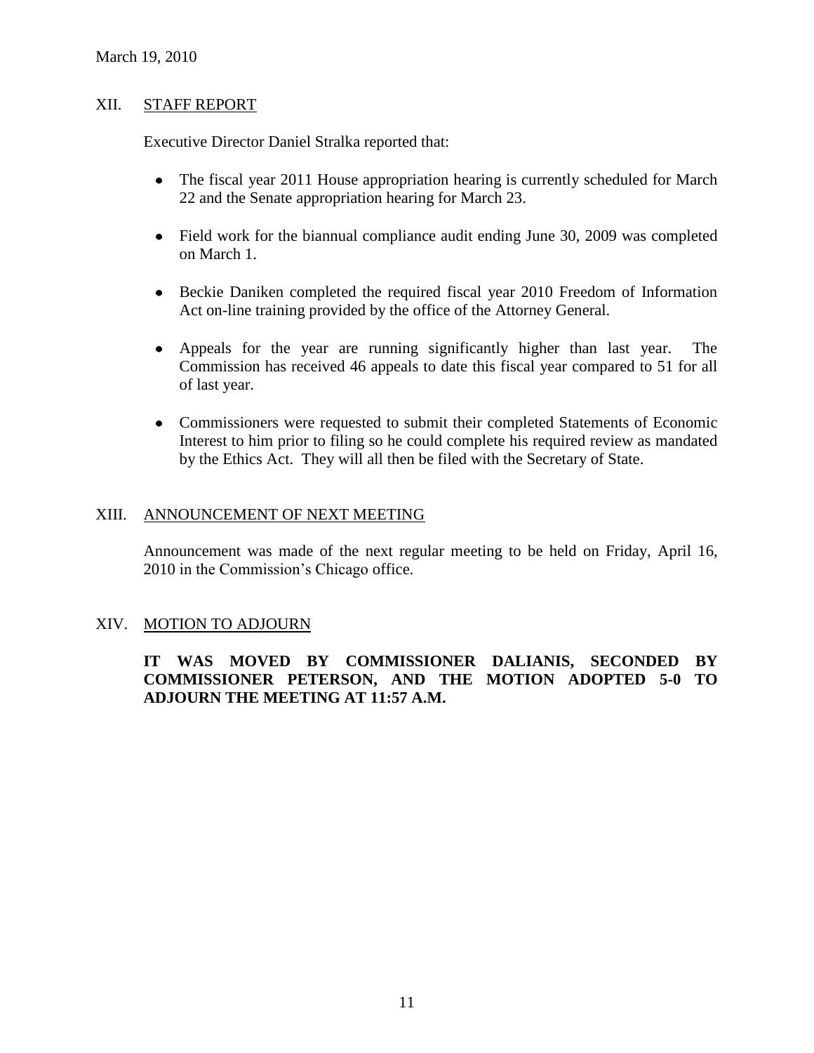## XII. STAFF REPORT

Executive Director Daniel Stralka reported that:

- The fiscal year 2011 House appropriation hearing is currently scheduled for March 22 and the Senate appropriation hearing for March 23.
- Field work for the biannual compliance audit ending June 30, 2009 was completed on March 1.
- Beckie Daniken completed the required fiscal year 2010 Freedom of Information Act on-line training provided by the office of the Attorney General.
- Appeals for the year are running significantly higher than last year. The Commission has received 46 appeals to date this fiscal year compared to 51 for all of last year.
- Commissioners were requested to submit their completed Statements of Economic Interest to him prior to filing so he could complete his required review as mandated by the Ethics Act. They will all then be filed with the Secretary of State.

## XIII. ANNOUNCEMENT OF NEXT MEETING

Announcement was made of the next regular meeting to be held on Friday, April 16, 2010 in the Commission's Chicago office.

## XIV. MOTION TO ADJOURN

**IT WAS MOVED BY COMMISSIONER DALIANIS, SECONDED BY COMMISSIONER PETERSON, AND THE MOTION ADOPTED 5-0 TO ADJOURN THE MEETING AT 11:57 A.M.**